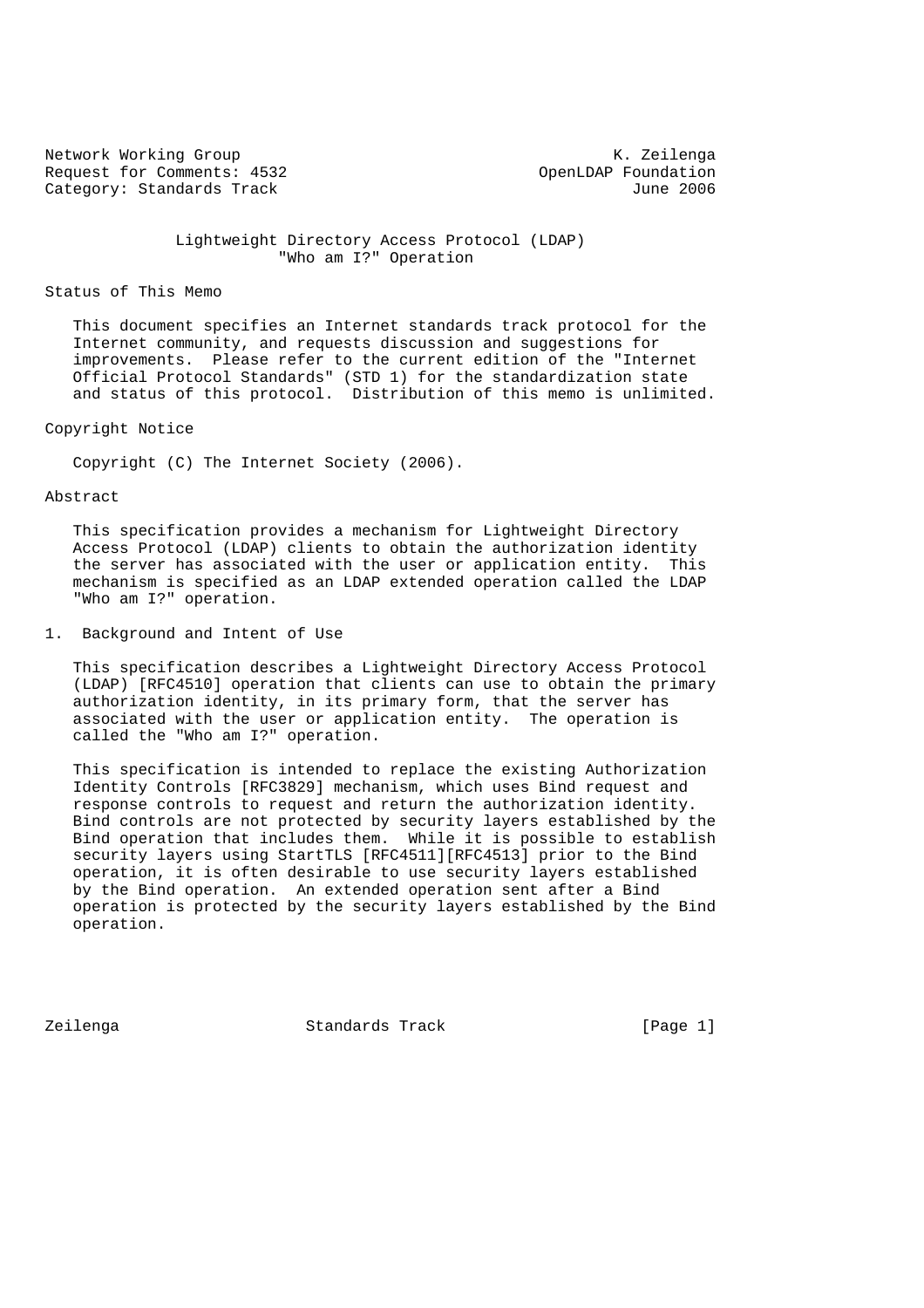Network Working Group K. Zeilenga
Request for Comments: 4532 OpenLDAP Foundation
Category: Standards Track June 2006

# Lightweight Directory Access Protocol (LDAP) "Who am I?" Operation

## Status of This Memo

This document specifies an Internet standards track protocol for the Internet community, and requests discussion and suggestions for improvements. Please refer to the current edition of the "Internet Official Protocol Standards" (STD 1) for the standardization state and status of this protocol. Distribution of this memo is unlimited.

## Copyright Notice

Copyright (C) The Internet Society (2006).

## Abstract

This specification provides a mechanism for Lightweight Directory Access Protocol (LDAP) clients to obtain the authorization identity the server has associated with the user or application entity. This mechanism is specified as an LDAP extended operation called the LDAP "Who am I?" operation.

## 1. Background and Intent of Use

This specification describes a Lightweight Directory Access Protocol (LDAP) [RFC4510] operation that clients can use to obtain the primary authorization identity, in its primary form, that the server has associated with the user or application entity. The operation is called the "Who am I?" operation.

This specification is intended to replace the existing Authorization Identity Controls [RFC3829] mechanism, which uses Bind request and response controls to request and return the authorization identity. Bind controls are not protected by security layers established by the Bind operation that includes them. While it is possible to establish security layers using StartTLS [RFC4511][RFC4513] prior to the Bind operation, it is often desirable to use security layers established by the Bind operation. An extended operation sent after a Bind operation is protected by the security layers established by the Bind operation.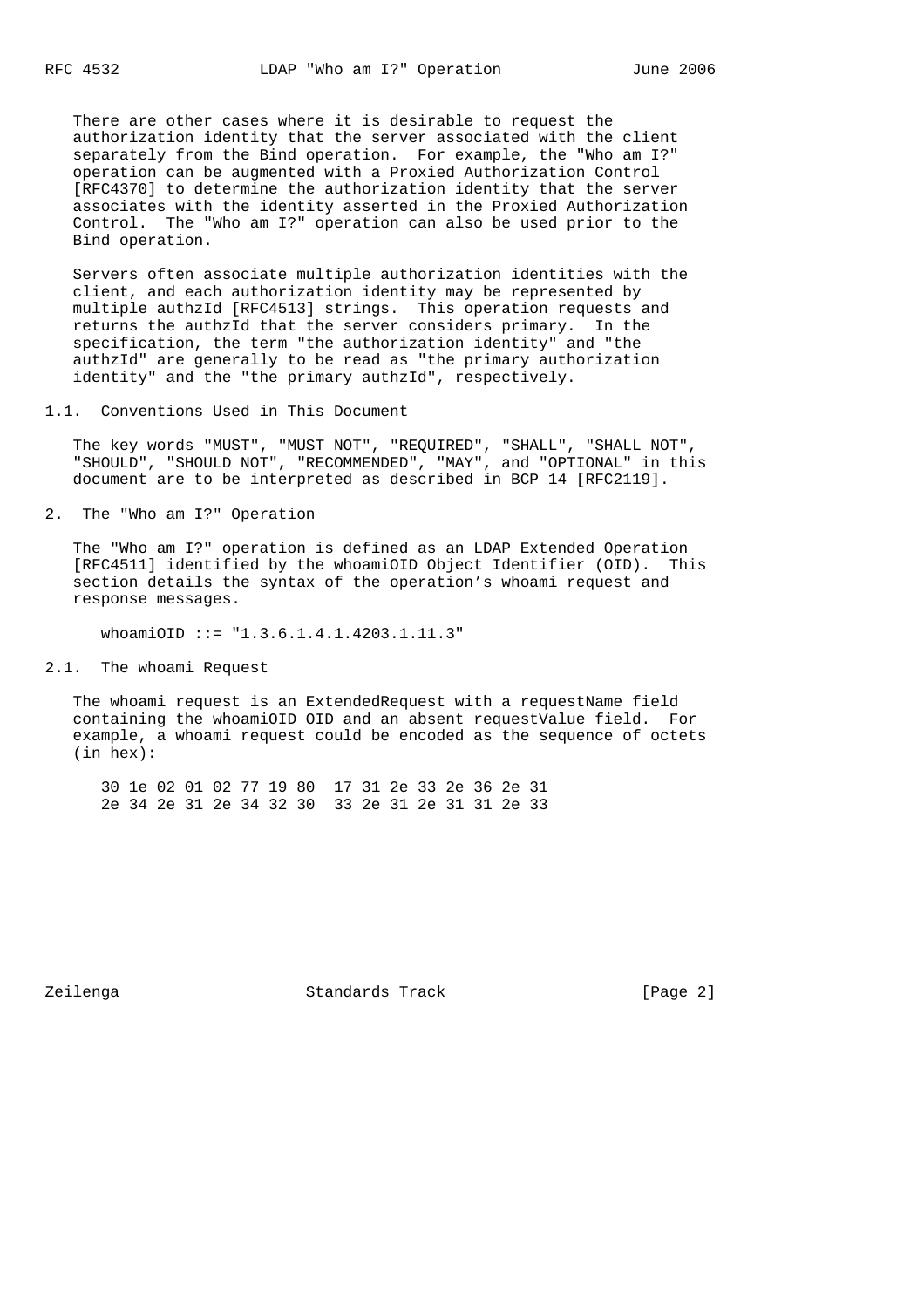There are other cases where it is desirable to request the authorization identity that the server associated with the client separately from the Bind operation. For example, the "Who am I?" operation can be augmented with a Proxied Authorization Control [RFC4370] to determine the authorization identity that the server associates with the identity asserted in the Proxied Authorization Control. The "Who am I?" operation can also be used prior to the Bind operation.

Servers often associate multiple authorization identities with the client, and each authorization identity may be represented by multiple authzId [RFC4513] strings. This operation requests and returns the authzId that the server considers primary. In the specification, the term "the authorization identity" and "the authzId" are generally to be read as "the primary authorization identity" and the "the primary authzId", respectively.

### 1.1. Conventions Used in This Document

The key words "MUST", "MUST NOT", "REQUIRED", "SHALL", "SHALL NOT", "SHOULD", "SHOULD NOT", "RECOMMENDED", "MAY", and "OPTIONAL" in this document are to be interpreted as described in BCP 14 [RFC2119].

## 2. The "Who am I?" Operation

The "Who am I?" operation is defined as an LDAP Extended Operation [RFC4511] identified by the whoamiOID Object Identifier (OID). This section details the syntax of the operation's whoami request and response messages.

```
whoamiOID ::= "1.3.6.1.4.1.4203.1.11.3"
```

### 2.1. The whoami Request

The whoami request is an ExtendedRequest with a requestName field containing the whoamiOID OID and an absent requestValue field. For example, a whoami request could be encoded as the sequence of octets (in hex):

```
30 1e 02 01 02 77 19 80  17 31 2e 33 2e 36 2e 31
2e 34 2e 31 2e 34 32 30  33 2e 31 2e 31 31 2e 33
```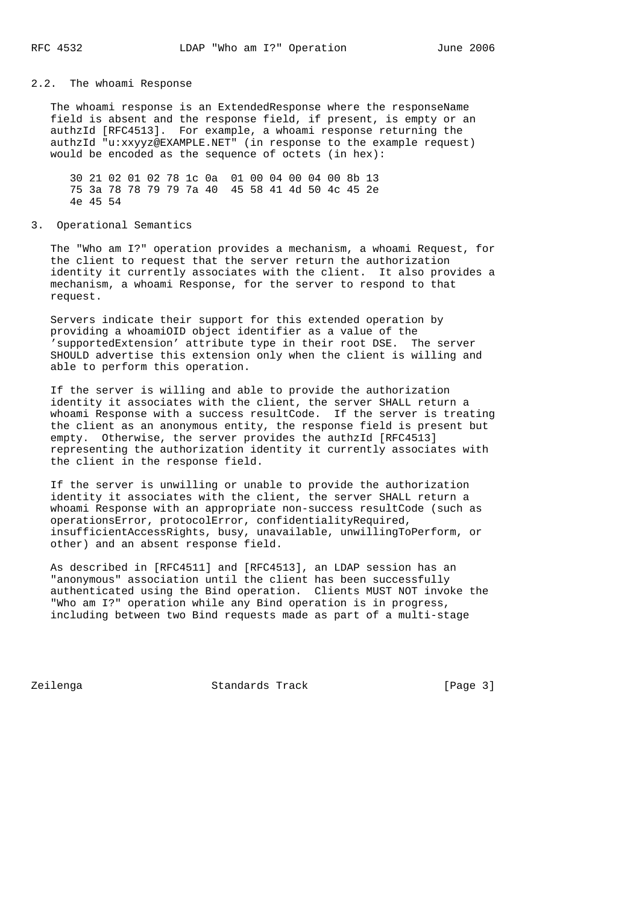## 2.2. The whoami Response

The whoami response is an ExtendedResponse where the responseName field is absent and the response field, if present, is empty or an authzId [RFC4513]. For example, a whoami response returning the authzId "u:xxyyz@EXAMPLE.NET" (in response to the example request) would be encoded as the sequence of octets (in hex):

```
30 21 02 01 02 78 1c 0a  01 00 04 00 04 00 8b 13
75 3a 78 78 79 79 7a 40  45 58 41 4d 50 4c 45 2e
4e 45 54
```

# 3. Operational Semantics

The "Who am I?" operation provides a mechanism, a whoami Request, for the client to request that the server return the authorization identity it currently associates with the client. It also provides a mechanism, a whoami Response, for the server to respond to that request.

Servers indicate their support for this extended operation by providing a whoamiOID object identifier as a value of the 'supportedExtension' attribute type in their root DSE. The server SHOULD advertise this extension only when the client is willing and able to perform this operation.

If the server is willing and able to provide the authorization identity it associates with the client, the server SHALL return a whoami Response with a success resultCode. If the server is treating the client as an anonymous entity, the response field is present but empty. Otherwise, the server provides the authzId [RFC4513] representing the authorization identity it currently associates with the client in the response field.

If the server is unwilling or unable to provide the authorization identity it associates with the client, the server SHALL return a whoami Response with an appropriate non-success resultCode (such as operationsError, protocolError, confidentialityRequired, insufficientAccessRights, busy, unavailable, unwillingToPerform, or other) and an absent response field.

As described in [RFC4511] and [RFC4513], an LDAP session has an "anonymous" association until the client has been successfully authenticated using the Bind operation. Clients MUST NOT invoke the "Who am I?" operation while any Bind operation is in progress, including between two Bind requests made as part of a multi-stage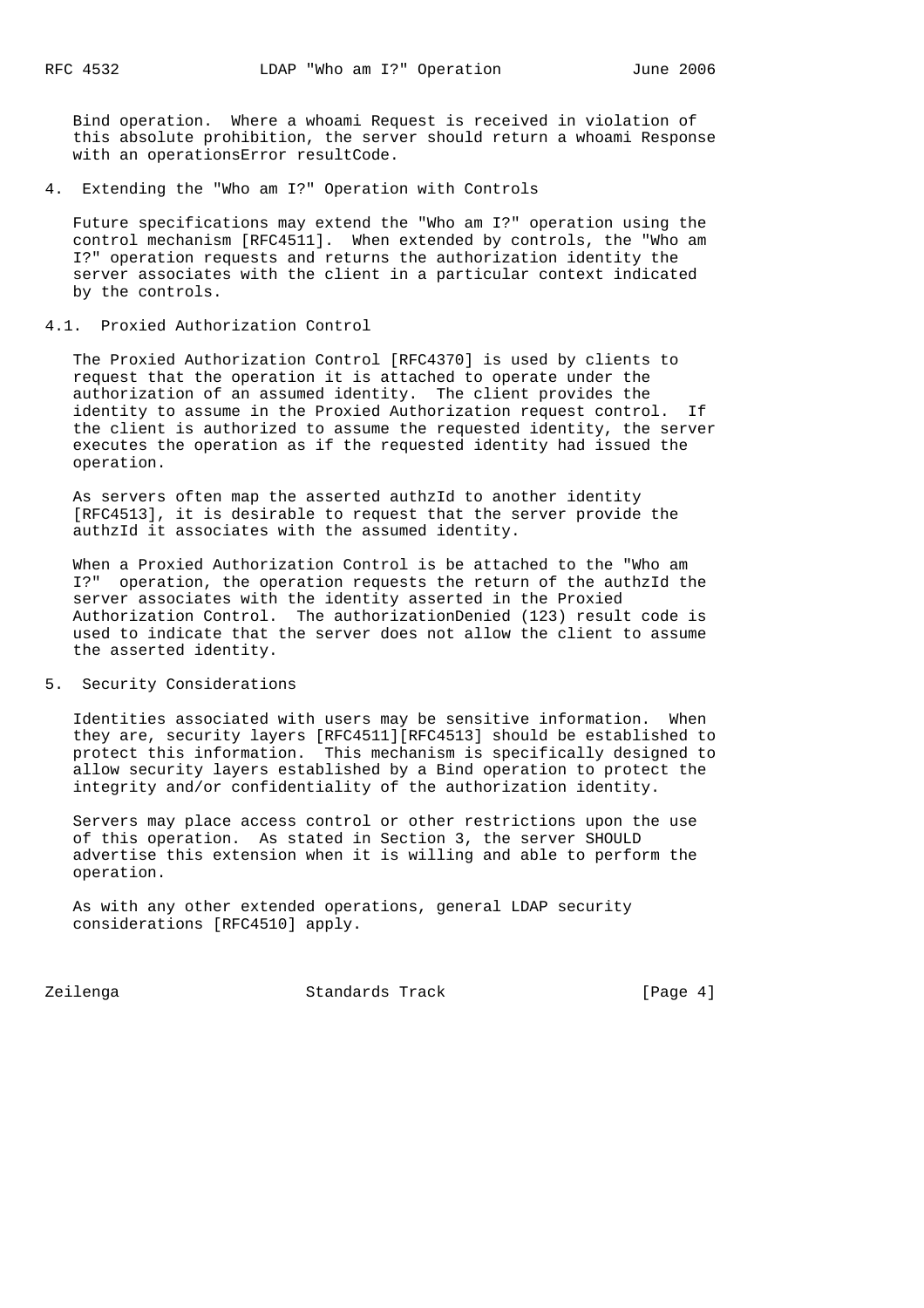Bind operation. Where a whoami Request is received in violation of this absolute prohibition, the server should return a whoami Response with an operationsError resultCode.

## 4. Extending the "Who am I?" Operation with Controls

Future specifications may extend the "Who am I?" operation using the control mechanism [RFC4511]. When extended by controls, the "Who am I?" operation requests and returns the authorization identity the server associates with the client in a particular context indicated by the controls.

### 4.1. Proxied Authorization Control

The Proxied Authorization Control [RFC4370] is used by clients to request that the operation it is attached to operate under the authorization of an assumed identity. The client provides the identity to assume in the Proxied Authorization request control. If the client is authorized to assume the requested identity, the server executes the operation as if the requested identity had issued the operation.

As servers often map the asserted authzId to another identity [RFC4513], it is desirable to request that the server provide the authzId it associates with the assumed identity.

When a Proxied Authorization Control is be attached to the "Who am I?" operation, the operation requests the return of the authzId the server associates with the identity asserted in the Proxied Authorization Control. The authorizationDenied (123) result code is used to indicate that the server does not allow the client to assume the asserted identity.

## 5. Security Considerations

Identities associated with users may be sensitive information. When they are, security layers [RFC4511][RFC4513] should be established to protect this information. This mechanism is specifically designed to allow security layers established by a Bind operation to protect the integrity and/or confidentiality of the authorization identity.

Servers may place access control or other restrictions upon the use of this operation. As stated in Section 3, the server SHOULD advertise this extension when it is willing and able to perform the operation.

As with any other extended operations, general LDAP security considerations [RFC4510] apply.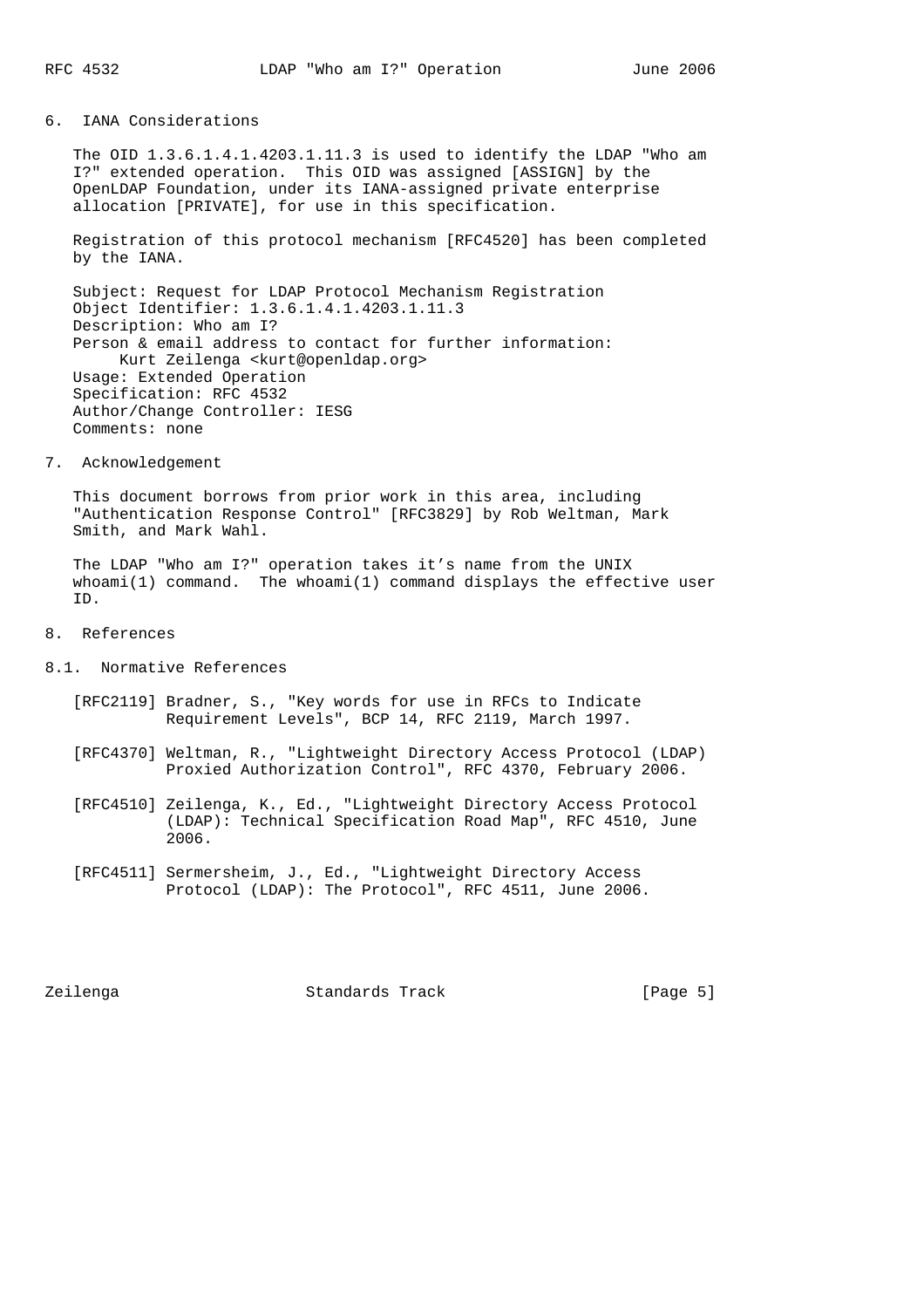## 6. IANA Considerations

The OID 1.3.6.1.4.1.4203.1.11.3 is used to identify the LDAP "Who am I?" extended operation. This OID was assigned [ASSIGN] by the OpenLDAP Foundation, under its IANA-assigned private enterprise allocation [PRIVATE], for use in this specification.

Registration of this protocol mechanism [RFC4520] has been completed by the IANA.

```
Subject: Request for LDAP Protocol Mechanism Registration
Object Identifier: 1.3.6.1.4.1.4203.1.11.3
Description: Who am I?
Person & email address to contact for further information:
     Kurt Zeilenga <kurt@openldap.org>
Usage: Extended Operation
Specification: RFC 4532
Author/Change Controller: IESG
Comments: none
```

## 7. Acknowledgement

This document borrows from prior work in this area, including "Authentication Response Control" [RFC3829] by Rob Weltman, Mark Smith, and Mark Wahl.

The LDAP "Who am I?" operation takes it’s name from the UNIX whoami(1) command. The whoami(1) command displays the effective user ID.

## 8. References

### 8.1. Normative References

[RFC2119] Bradner, S., "Key words for use in RFCs to Indicate Requirement Levels", BCP 14, RFC 2119, March 1997.

[RFC4370] Weltman, R., "Lightweight Directory Access Protocol (LDAP) Proxied Authorization Control", RFC 4370, February 2006.

[RFC4510] Zeilenga, K., Ed., "Lightweight Directory Access Protocol (LDAP): Technical Specification Road Map", RFC 4510, June 2006.

[RFC4511] Sermersheim, J., Ed., "Lightweight Directory Access Protocol (LDAP): The Protocol", RFC 4511, June 2006.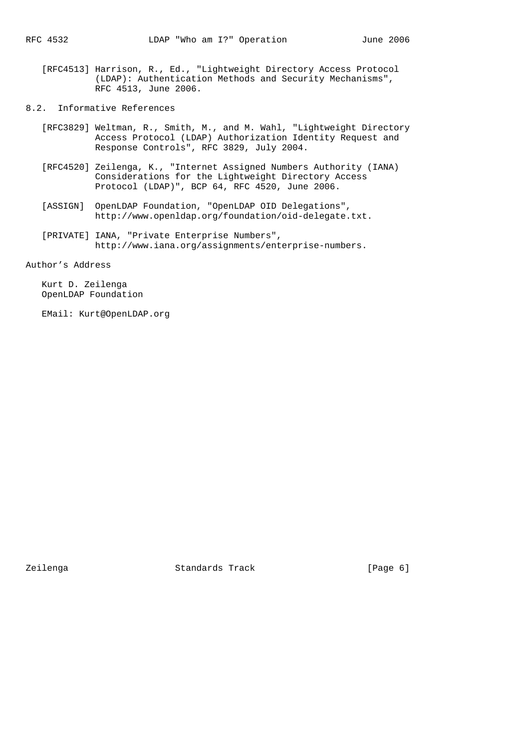[RFC4513] Harrison, R., Ed., "Lightweight Directory Access Protocol (LDAP): Authentication Methods and Security Mechanisms", RFC 4513, June 2006.

## 8.2. Informative References

[RFC3829] Weltman, R., Smith, M., and M. Wahl, "Lightweight Directory Access Protocol (LDAP) Authorization Identity Request and Response Controls", RFC 3829, July 2004.

[RFC4520] Zeilenga, K., "Internet Assigned Numbers Authority (IANA) Considerations for the Lightweight Directory Access Protocol (LDAP)", BCP 64, RFC 4520, June 2006.

[ASSIGN] OpenLDAP Foundation, "OpenLDAP OID Delegations", http://www.openldap.org/foundation/oid-delegate.txt.

[PRIVATE] IANA, "Private Enterprise Numbers", http://www.iana.org/assignments/enterprise-numbers.

## Author's Address

Kurt D. Zeilenga
OpenLDAP Foundation

EMail: Kurt@OpenLDAP.org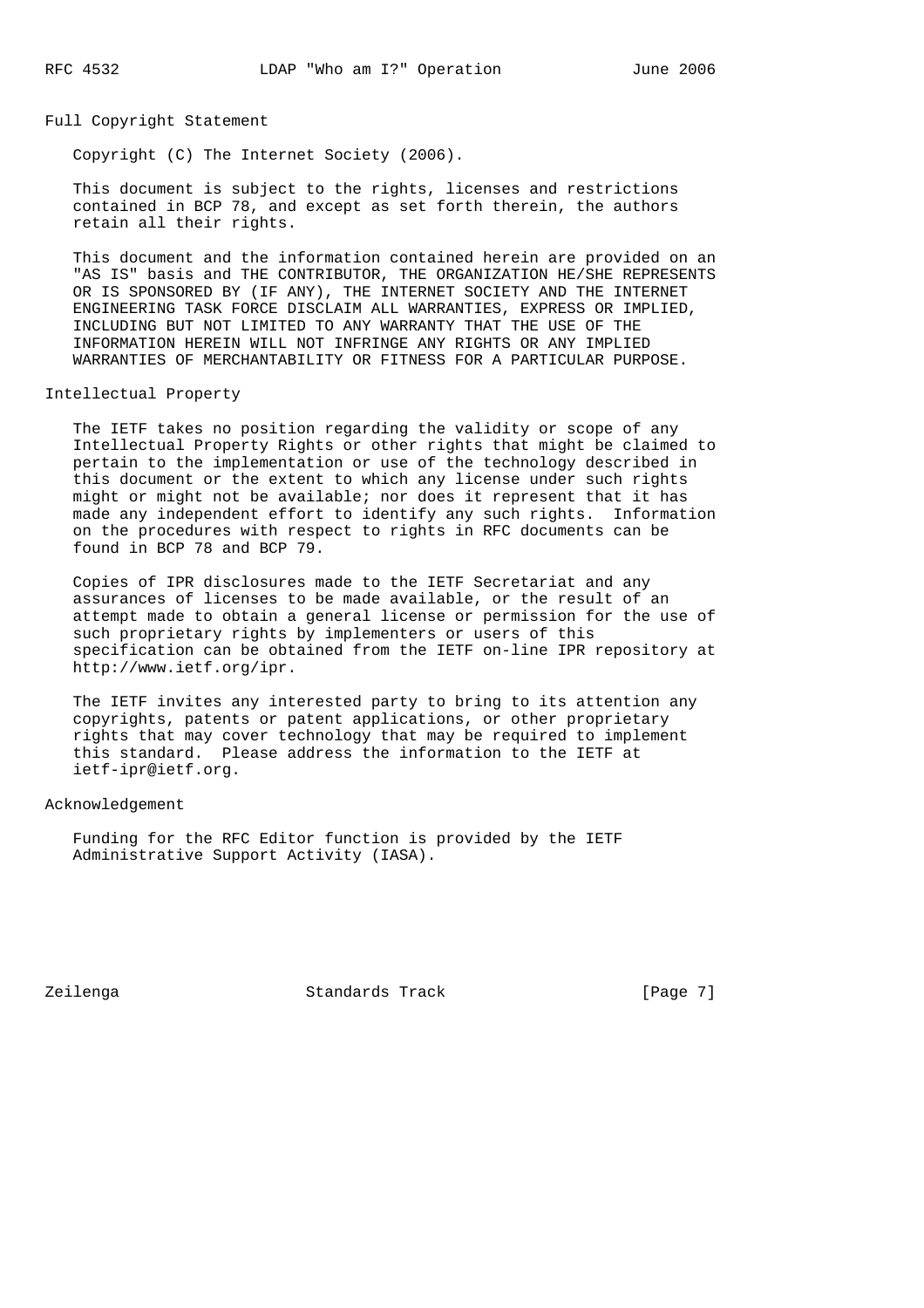## Full Copyright Statement

Copyright (C) The Internet Society (2006).

This document is subject to the rights, licenses and restrictions contained in BCP 78, and except as set forth therein, the authors retain all their rights.

This document and the information contained herein are provided on an "AS IS" basis and THE CONTRIBUTOR, THE ORGANIZATION HE/SHE REPRESENTS OR IS SPONSORED BY (IF ANY), THE INTERNET SOCIETY AND THE INTERNET ENGINEERING TASK FORCE DISCLAIM ALL WARRANTIES, EXPRESS OR IMPLIED, INCLUDING BUT NOT LIMITED TO ANY WARRANTY THAT THE USE OF THE INFORMATION HEREIN WILL NOT INFRINGE ANY RIGHTS OR ANY IMPLIED WARRANTIES OF MERCHANTABILITY OR FITNESS FOR A PARTICULAR PURPOSE.

## Intellectual Property

The IETF takes no position regarding the validity or scope of any Intellectual Property Rights or other rights that might be claimed to pertain to the implementation or use of the technology described in this document or the extent to which any license under such rights might or might not be available; nor does it represent that it has made any independent effort to identify any such rights. Information on the procedures with respect to rights in RFC documents can be found in BCP 78 and BCP 79.

Copies of IPR disclosures made to the IETF Secretariat and any assurances of licenses to be made available, or the result of an attempt made to obtain a general license or permission for the use of such proprietary rights by implementers or users of this specification can be obtained from the IETF on-line IPR repository at http://www.ietf.org/ipr.

The IETF invites any interested party to bring to its attention any copyrights, patents or patent applications, or other proprietary rights that may cover technology that may be required to implement this standard. Please address the information to the IETF at ietf-ipr@ietf.org.

## Acknowledgement

Funding for the RFC Editor function is provided by the IETF Administrative Support Activity (IASA).